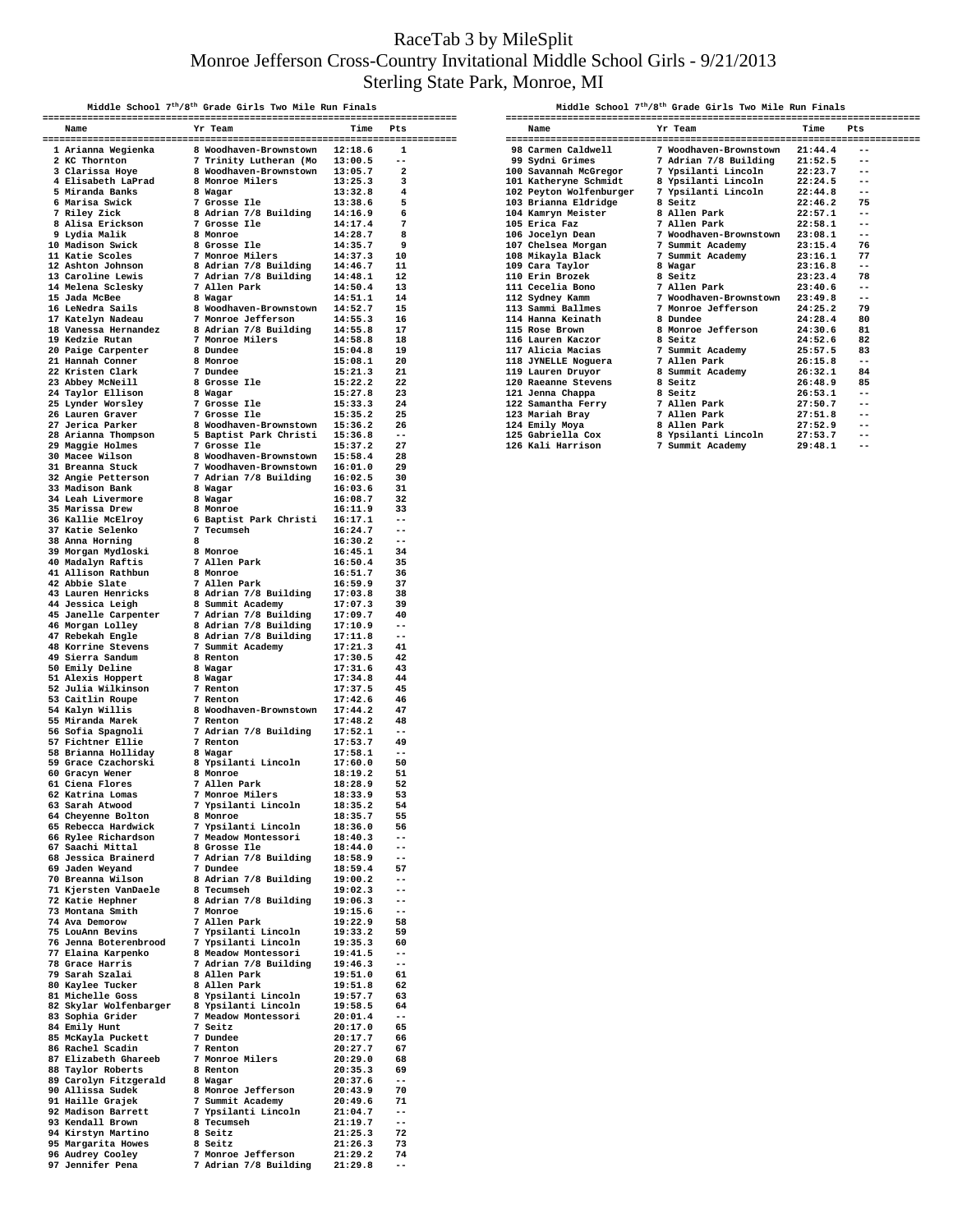# RaceTab 3 by MileSplit

## Monroe Jefferson Cross-Country Invitational Middle School Girls - 9/21/2013

## Sterling State Park, Monroe, MI

### Middle School 7th/8th Grade Girls Two Mile Run Finals

| | Name | Yr | Team | Time | Pts |
|---|---|---|---|---|---|
| 1 | Arianna Wegienka | 8 | Woodhaven-Brownstown | 12:18.6 | 1 |
| 2 | KC Thornton | 7 | Trinity Lutheran (Mo | 13:00.5 | -- |
| 3 | Clarissa Hoye | 8 | Woodhaven-Brownstown | 13:05.7 | 2 |
| 4 | Elisabeth LaPrad | 8 | Monroe Milers | 13:25.3 | 3 |
| 5 | Miranda Banks | 8 | Wagar | 13:32.8 | 4 |
| 6 | Marisa Swick | 7 | Grosse Ile | 13:38.6 | 5 |
| 7 | Riley Zick | 8 | Adrian 7/8 Building | 14:16.9 | 6 |
| 8 | Alisa Erickson | 7 | Grosse Ile | 14:17.4 | 7 |
| 9 | Lydia Malik | 8 | Monroe | 14:28.7 | 8 |
| 10 | Madison Swick | 8 | Grosse Ile | 14:35.7 | 9 |
| 11 | Katie Scoles | 7 | Monroe Milers | 14:37.3 | 10 |
| 12 | Ashton Johnson | 8 | Adrian 7/8 Building | 14:46.7 | 11 |
| 13 | Caroline Lewis | 7 | Adrian 7/8 Building | 14:48.1 | 12 |
| 14 | Melena Sclesky | 7 | Allen Park | 14:50.4 | 13 |
| 15 | Jada McBee | 8 | Wagar | 14:51.1 | 14 |
| 16 | LeNedra Sails | 8 | Woodhaven-Brownstown | 14:52.7 | 15 |
| 17 | Katelyn Nadeau | 7 | Monroe Jefferson | 14:55.3 | 16 |
| 18 | Vanessa Hernandez | 8 | Adrian 7/8 Building | 14:55.8 | 17 |
| 19 | Kedzie Rutan | 7 | Monroe Milers | 14:58.8 | 18 |
| 20 | Paige Carpenter | 8 | Dundee | 15:04.8 | 19 |
| 21 | Hannah Conner | 8 | Monroe | 15:08.1 | 20 |
| 22 | Kristen Clark | 7 | Dundee | 15:21.3 | 21 |
| 23 | Abbey McNeill | 8 | Grosse Ile | 15:22.2 | 22 |
| 24 | Taylor Ellison | 8 | Wagar | 15:27.8 | 23 |
| 25 | Lynder Worsley | 7 | Grosse Ile | 15:33.3 | 24 |
| 26 | Lauren Graver | 7 | Grosse Ile | 15:35.2 | 25 |
| 27 | Jerica Parker | 8 | Woodhaven-Brownstown | 15:36.2 | 26 |
| 28 | Arianna Thompson | 5 | Baptist Park Christi | 15:36.8 | -- |
| 29 | Maggie Holmes | 7 | Grosse Ile | 15:37.2 | 27 |
| 30 | Macee Wilson | 8 | Woodhaven-Brownstown | 15:58.4 | 28 |
| 31 | Breanna Stuck | 7 | Woodhaven-Brownstown | 16:01.0 | 29 |
| 32 | Angie Petterson | 7 | Adrian 7/8 Building | 16:02.5 | 30 |
| 33 | Madison Bank | 8 | Wagar | 16:03.6 | 31 |
| 34 | Leah Livermore | 8 | Wagar | 16:08.7 | 32 |
| 35 | Marissa Drew | 8 | Monroe | 16:11.9 | 33 |
| 36 | Kallie McElroy | 6 | Baptist Park Christi | 16:17.1 | -- |
| 37 | Katie Selenko | 7 | Tecumseh | 16:24.7 | -- |
| 38 | Anna Horning | 8 | | 16:30.2 | -- |
| 39 | Morgan Mydloski | 8 | Monroe | 16:45.1 | 34 |
| 40 | Madalyn Raftis | 7 | Allen Park | 16:50.4 | 35 |
| 41 | Allison Rathbun | 8 | Monroe | 16:51.7 | 36 |
| 42 | Abbie Slate | 7 | Allen Park | 16:59.9 | 37 |
| 43 | Lauren Henricks | 8 | Adrian 7/8 Building | 17:03.8 | 38 |
| 44 | Jessica Leigh | 8 | Summit Academy | 17:07.3 | 39 |
| 45 | Janelle Carpenter | 7 | Adrian 7/8 Building | 17:09.7 | 40 |
| 46 | Morgan Lolley | 8 | Adrian 7/8 Building | 17:10.9 | -- |
| 47 | Rebekah Engle | 8 | Adrian 7/8 Building | 17:11.8 | -- |
| 48 | Korrine Stevens | 7 | Summit Academy | 17:21.3 | 41 |
| 49 | Sierra Sandum | 8 | Renton | 17:30.5 | 42 |
| 50 | Emily Deline | 8 | Wagar | 17:31.6 | 43 |
| 51 | Alexis Hoppert | 8 | Wagar | 17:34.8 | 44 |
| 52 | Julia Wilkinson | 7 | Renton | 17:37.5 | 45 |
| 53 | Caitlin Roupe | 7 | Renton | 17:42.6 | 46 |
| 54 | Kalyn Willis | 8 | Woodhaven-Brownstown | 17:44.2 | 47 |
| 55 | Miranda Marek | 7 | Renton | 17:48.2 | 48 |
| 56 | Sofia Spagnoli | 7 | Adrian 7/8 Building | 17:52.1 | -- |
| 57 | Fichtner Ellie | 7 | Renton | 17:53.7 | 49 |
| 58 | Brianna Holliday | 8 | Wagar | 17:58.1 | -- |
| 59 | Grace Czachorski | 8 | Ypsilanti Lincoln | 17:60.0 | 50 |
| 60 | Gracyn Wener | 8 | Monroe | 18:19.2 | 51 |
| 61 | Ciena Flores | 7 | Allen Park | 18:28.9 | 52 |
| 62 | Katrina Lomas | 7 | Monroe Milers | 18:33.9 | 53 |
| 63 | Sarah Atwood | 7 | Ypsilanti Lincoln | 18:35.2 | 54 |
| 64 | Cheyenne Bolton | 8 | Monroe | 18:35.7 | 55 |
| 65 | Rebecca Hardwick | 7 | Ypsilanti Lincoln | 18:36.0 | 56 |
| 66 | Rylee Richardson | 7 | Meadow Montessori | 18:40.3 | -- |
| 67 | Saachi Mittal | 8 | Grosse Ile | 18:44.0 | -- |
| 68 | Jessica Brainerd | 7 | Adrian 7/8 Building | 18:58.9 | -- |
| 69 | Jaden Weyand | 7 | Dundee | 18:59.4 | 57 |
| 70 | Breanna Wilson | 8 | Adrian 7/8 Building | 19:00.2 | -- |
| 71 | Kjersten VanDaele | 8 | Tecumseh | 19:02.3 | -- |
| 72 | Katie Hephner | 8 | Adrian 7/8 Building | 19:06.3 | -- |
| 73 | Montana Smith | 7 | Monroe | 19:15.6 | -- |
| 74 | Ava Demorow | 7 | Allen Park | 19:22.9 | 58 |
| 75 | LouAnn Bevins | 7 | Ypsilanti Lincoln | 19:33.2 | 59 |
| 76 | Jenna Boterenbrood | 7 | Ypsilanti Lincoln | 19:35.3 | 60 |
| 77 | Elaina Karpenko | 8 | Meadow Montessori | 19:41.5 | -- |
| 78 | Grace Harris | 7 | Adrian 7/8 Building | 19:46.3 | -- |
| 79 | Sarah Szalai | 8 | Allen Park | 19:51.0 | 61 |
| 80 | Kaylee Tucker | 8 | Allen Park | 19:51.8 | 62 |
| 81 | Michelle Goss | 8 | Ypsilanti Lincoln | 19:57.7 | 63 |
| 82 | Skylar Wolfenbarger | 8 | Ypsilanti Lincoln | 19:58.5 | 64 |
| 83 | Sophia Grider | 7 | Meadow Montessori | 20:01.4 | -- |
| 84 | Emily Hunt | 7 | Seitz | 20:17.0 | 65 |
| 85 | McKayla Puckett | 7 | Dundee | 20:17.7 | 66 |
| 86 | Rachel Scadin | 7 | Renton | 20:27.7 | 67 |
| 87 | Elizabeth Ghareeb | 7 | Monroe Milers | 20:29.0 | 68 |
| 88 | Taylor Roberts | 8 | Renton | 20:35.3 | 69 |
| 89 | Carolyn Fitzgerald | 8 | Wagar | 20:37.6 | -- |
| 90 | Allissa Sudek | 8 | Monroe Jefferson | 20:43.9 | 70 |
| 91 | Haille Grajek | 7 | Summit Academy | 20:49.6 | 71 |
| 92 | Madison Barrett | 7 | Ypsilanti Lincoln | 21:04.7 | -- |
| 93 | Kendall Brown | 8 | Tecumseh | 21:19.7 | -- |
| 94 | Kirstyn Martino | 8 | Seitz | 21:25.3 | 72 |
| 95 | Margarita Howes | 8 | Seitz | 21:26.3 | 73 |
| 96 | Audrey Cooley | 7 | Monroe Jefferson | 21:29.2 | 74 |
| 97 | Jennifer Pena | 7 | Adrian 7/8 Building | 21:29.8 | -- |
| 98 | Carmen Caldwell | 7 | Woodhaven-Brownstown | 21:44.4 | -- |
| 99 | Sydni Grimes | 7 | Adrian 7/8 Building | 21:52.5 | -- |
| 100 | Savannah McGregor | 7 | Ypsilanti Lincoln | 22:23.7 | -- |
| 101 | Katheryne Schmidt | 8 | Ypsilanti Lincoln | 22:24.5 | -- |
| 102 | Peyton Wolfenburger | 7 | Ypsilanti Lincoln | 22:44.8 | -- |
| 103 | Brianna Eldridge | 8 | Seitz | 22:46.2 | 75 |
| 104 | Kamryn Meister | 8 | Allen Park | 22:57.1 | -- |
| 105 | Erica Faz | 7 | Allen Park | 22:58.1 | -- |
| 106 | Jocelyn Dean | 7 | Woodhaven-Brownstown | 23:08.1 | -- |
| 107 | Chelsea Morgan | 7 | Summit Academy | 23:15.4 | 76 |
| 108 | Mikayla Black | 7 | Summit Academy | 23:16.1 | 77 |
| 109 | Cara Taylor | 8 | Wagar | 23:16.8 | -- |
| 110 | Erin Brozek | 8 | Seitz | 23:23.4 | 78 |
| 111 | Cecelia Bono | 7 | Allen Park | 23:40.6 | -- |
| 112 | Sydney Kamm | 7 | Woodhaven-Brownstown | 23:49.8 | -- |
| 113 | Sammi Ballmes | 7 | Monroe Jefferson | 24:25.2 | 79 |
| 114 | Hanna Keinath | 8 | Dundee | 24:28.4 | 80 |
| 115 | Rose Brown | 8 | Monroe Jefferson | 24:30.6 | 81 |
| 116 | Lauren Kaczor | 8 | Seitz | 24:52.6 | 82 |
| 117 | Alicia Macias | 7 | Summit Academy | 25:57.5 | 83 |
| 118 | JYNELLE Noguera | 7 | Allen Park | 26:15.8 | -- |
| 119 | Lauren Druyor | 8 | Summit Academy | 26:32.1 | 84 |
| 120 | Raeanne Stevens | 8 | Seitz | 26:48.9 | 85 |
| 121 | Jenna Chappa | 8 | Seitz | 26:53.1 | -- |
| 122 | Samantha Ferry | 7 | Allen Park | 27:50.7 | -- |
| 123 | Mariah Bray | 7 | Allen Park | 27:51.8 | -- |
| 124 | Emily Moya | 8 | Allen Park | 27:52.9 | -- |
| 125 | Gabriella Cox | 8 | Ypsilanti Lincoln | 27:53.7 | -- |
| 126 | Kali Harrison | 7 | Summit Academy | 29:48.1 | -- |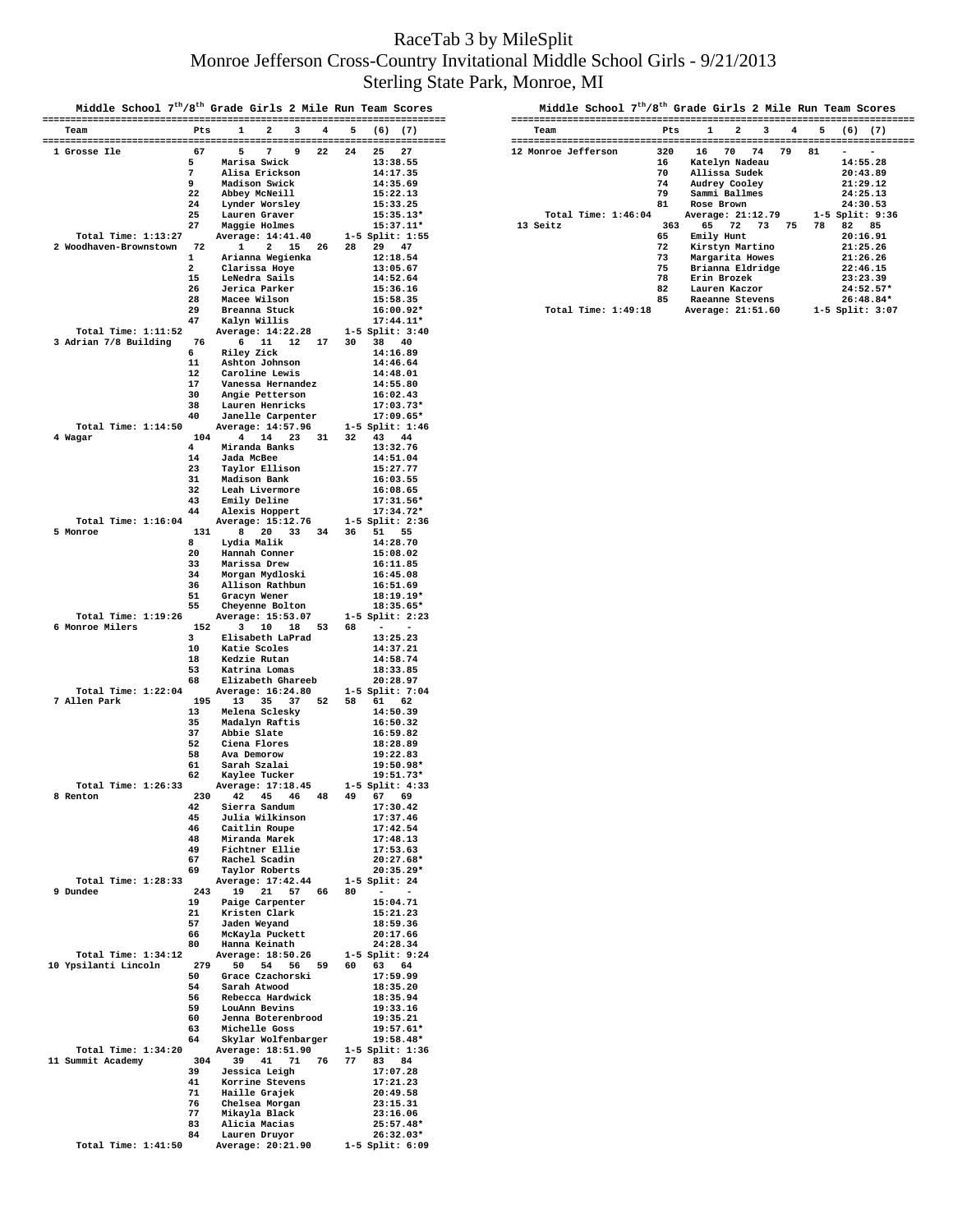# RaceTab 3 by MileSplit
# Monroe Jefferson Cross-Country Invitational Middle School Girls - 9/21/2013
# Sterling State Park, Monroe, MI

```
     Middle School 7th/8th Grade Girls 2 Mile Run Team Scores
=======================================================================
    Team                  Pts     1    2    3    4    5   (6)  (7)
=======================================================================
  1 Grosse Ile             67     5    7    9   22   24   25   27
                          5     Marisa Swick                13:38.55
                          7     Alisa Erickson              14:17.35
                          9     Madison Swick               14:35.69
                          22    Abbey McNeill               15:22.13
                          24    Lynder Worsley              15:33.25
                          25    Lauren Graver               15:35.13*
                          27    Maggie Holmes               15:37.11*
     Total Time: 1:13:27      Average: 14:41.40      1-5 Split: 1:55
  2 Woodhaven-Brownstown   72     1    2   15   26   28   29   47
                          1     Arianna Wegienka            12:18.54
                          2     Clarissa Hoye               13:05.67
                          15    LeNedra Sails               14:52.64
                          26    Jerica Parker               15:36.16
                          28    Macee Wilson                15:58.35
                          29    Breanna Stuck               16:00.92*
                          47    Kalyn Willis                17:44.11*
     Total Time: 1:11:52      Average: 14:22.28      1-5 Split: 3:40
  3 Adrian 7/8 Building    76     6   11   12   17   30   38   40
                          6     Riley Zick                  14:16.89
                          11    Ashton Johnson              14:46.64
                          12    Caroline Lewis              14:48.01
                          17    Vanessa Hernandez           14:55.80
                          30    Angie Petterson             16:02.43
                          38    Lauren Henricks             17:03.73*
                          40    Janelle Carpenter           17:09.65*
     Total Time: 1:14:50      Average: 14:57.96      1-5 Split: 1:46
  4 Wagar                 104     4   14   23   31   32   43   44
                          4     Miranda Banks               13:32.76
                          14    Jada McBee                  14:51.04
                          23    Taylor Ellison              15:27.77
                          31    Madison Bank                16:03.55
                          32    Leah Livermore              16:08.65
                          43    Emily Deline                17:31.56*
                          44    Alexis Hoppert              17:34.72*
     Total Time: 1:16:04      Average: 15:12.76      1-5 Split: 2:36
  5 Monroe                131     8   20   33   34   36   51   55
                          8     Lydia Malik                 14:28.70
                          20    Hannah Conner               15:08.02
                          33    Marissa Drew                16:11.85
                          34    Morgan Mydloski             16:45.08
                          36    Allison Rathbun             16:51.69
                          51    Gracyn Wener                18:19.19*
                          55    Cheyenne Bolton             18:35.65*
     Total Time: 1:19:26      Average: 15:53.07      1-5 Split: 2:23
  6 Monroe Milers         152     3   10   18   53   68    -    -
                          3     Elisabeth LaPrad            13:25.23
                          10    Katie Scoles                14:37.21
                          18    Kedzie Rutan                14:58.74
                          53    Katrina Lomas               18:33.85
                          68    Elizabeth Ghareeb           20:28.97
     Total Time: 1:22:04      Average: 16:24.80      1-5 Split: 7:04
  7 Allen Park            195    13   35   37   52   58   61   62
                          13    Melena Sclesky              14:50.39
                          35    Madalyn Raftis              16:50.32
                          37    Abbie Slate                 16:59.82
                          52    Ciena Flores                18:28.89
                          58    Ava Demorow                 19:22.83
                          61    Sarah Szalai                19:50.98*
                          62    Kaylee Tucker               19:51.73*
     Total Time: 1:26:33      Average: 17:18.45      1-5 Split: 4:33
  8 Renton                230    42   45   46   48   49   67   69
                          42    Sierra Sandum               17:30.42
                          45    Julia Wilkinson             17:37.46
                          46    Caitlin Roupe               17:42.54
                          48    Miranda Marek               17:48.13
                          49    Fichtner Ellie              17:53.63
                          67    Rachel Scadin               20:27.68*
                          69    Taylor Roberts              20:35.29*
     Total Time: 1:28:33      Average: 17:42.44      1-5 Split: 24
  9 Dundee                243    19   21   57   66   80    -    -
                          19    Paige Carpenter             15:04.71
                          21    Kristen Clark               15:21.23
                          57    Jaden Weyand                18:59.36
                          66    McKayla Puckett             20:17.66
                          80    Hanna Keinath               24:28.34
     Total Time: 1:34:12      Average: 18:50.26      1-5 Split: 9:24
 10 Ypsilanti Lincoln     279    50   54   56   59   60   63   64
                          50    Grace Czachorski            17:59.99
                          54    Sarah Atwood                18:35.20
                          56    Rebecca Hardwick            18:35.94
                          59    LouAnn Bevins               19:33.16
                          60    Jenna Boterenbrood          19:35.21
                          63    Michelle Goss               19:57.61*
                          64    Skylar Wolfenbarger         19:58.48*
     Total Time: 1:34:20      Average: 18:51.90      1-5 Split: 1:36
 11 Summit Academy        304    39   41   71   76   77   83   84
                          39    Jessica Leigh               17:07.28
                          41    Korrine Stevens             17:21.23
                          71    Haille Grajek               20:49.58
                          76    Chelsea Morgan              23:15.31
                          77    Mikayla Black               23:16.06
                          83    Alicia Macias               25:57.48*
                          84    Lauren Druyor               26:32.03*
     Total Time: 1:41:50      Average: 20:21.90      1-5 Split: 6:09
 12 Monroe Jefferson      320    16   70   74   79   81    -    -
                          16    Katelyn Nadeau              14:55.28
                          70    Allissa Sudek               20:43.89
                          74    Audrey Cooley               21:29.12
                          79    Sammi Ballmes               24:25.13
                          81    Rose Brown                  24:30.53
     Total Time: 1:46:04      Average: 21:12.79      1-5 Split: 9:36
 13 Seitz                 363    65   72   73   75   78   82   85
                          65    Emily Hunt                  20:16.91
                          72    Kirstyn Martino             21:25.26
                          73    Margarita Howes             21:26.26
                          75    Brianna Eldridge            22:46.15
                          78    Erin Brozek                 23:23.39
                          82    Lauren Kaczor               24:52.57*
                          85    Raeanne Stevens             26:48.84*
     Total Time: 1:49:18      Average: 21:51.60      1-5 Split: 3:07
```